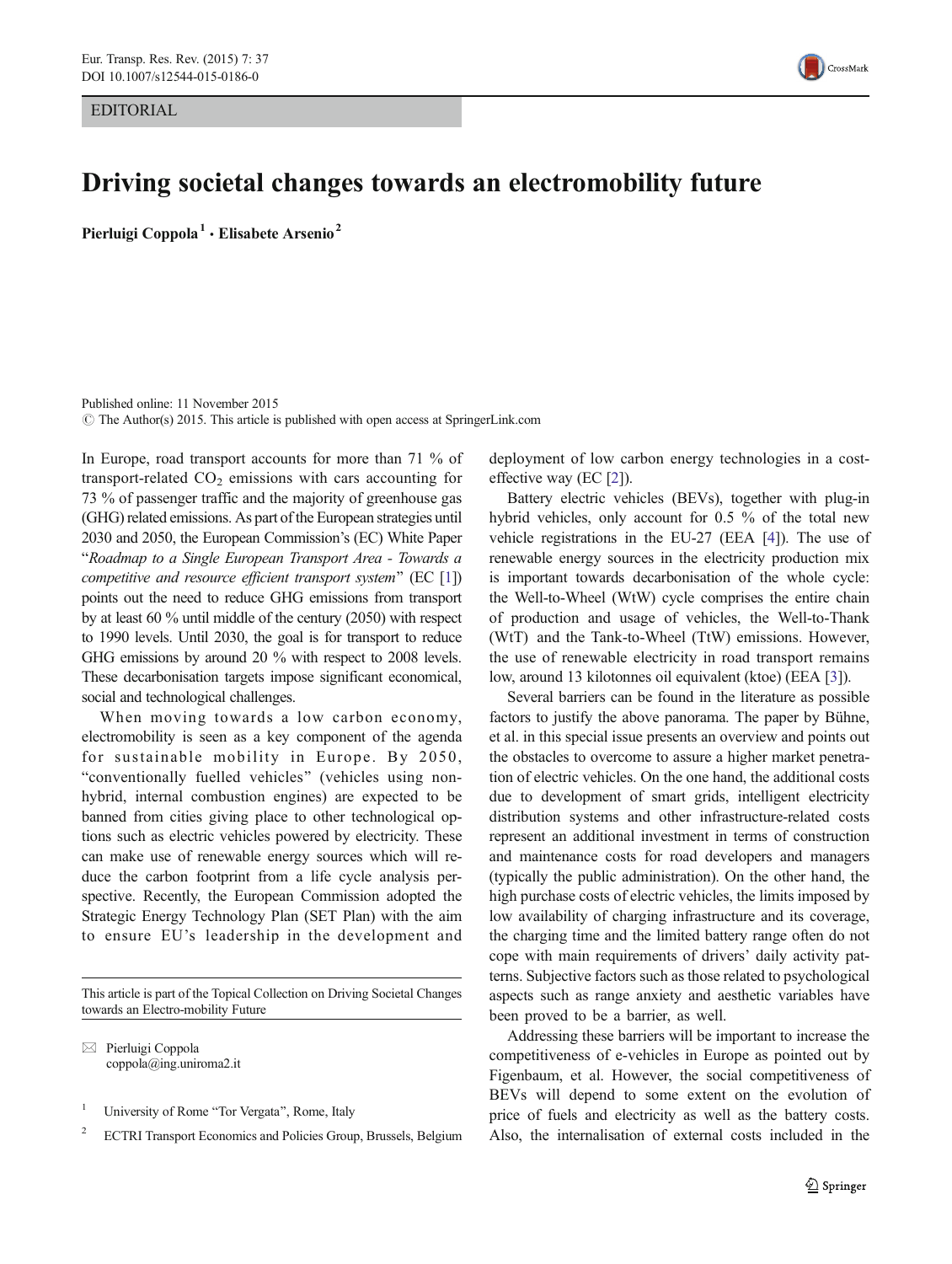EDITORIAL

# Driving societal changes towards an electromobility future

Pierluigi Coppola[1] · Elisabete Arsenio[2]

Published online: 11 November 2015
© The Author(s) 2015. This article is published with open access at SpringerLink.com

In Europe, road transport accounts for more than 71 % of transport-related $CO_2$ emissions with cars accounting for 73 % of passenger traffic and the majority of greenhouse gas (GHG) related emissions. As part of the European strategies until 2030 and 2050, the European Commission's (EC) White Paper "*Roadmap to a Single European Transport Area - Towards a competitive and resource efficient transport system*" (EC [1]) points out the need to reduce GHG emissions from transport by at least 60 % until middle of the century (2050) with respect to 1990 levels. Until 2030, the goal is for transport to reduce GHG emissions by around 20 % with respect to 2008 levels. These decarbonisation targets impose significant economical, social and technological challenges.

When moving towards a low carbon economy, electromobility is seen as a key component of the agenda for sustainable mobility in Europe. By 2050, "conventionally fuelled vehicles" (vehicles using non-hybrid, internal combustion engines) are expected to be banned from cities giving place to other technological options such as electric vehicles powered by electricity. These can make use of renewable energy sources which will reduce the carbon footprint from a life cycle analysis perspective. Recently, the European Commission adopted the Strategic Energy Technology Plan (SET Plan) with the aim to ensure EU's leadership in the development and deployment of low carbon energy technologies in a cost-effective way (EC [2]).

Battery electric vehicles (BEVs), together with plug-in hybrid vehicles, only account for 0.5 % of the total new vehicle registrations in the EU-27 (EEA [4]). The use of renewable energy sources in the electricity production mix is important towards decarbonisation of the whole cycle: the Well-to-Wheel (WtW) cycle comprises the entire chain of production and usage of vehicles, the Well-to-Thank (WtT) and the Tank-to-Wheel (TtW) emissions. However, the use of renewable electricity in road transport remains low, around 13 kilotonnes oil equivalent (ktoe) (EEA [3]).

Several barriers can be found in the literature as possible factors to justify the above panorama. The paper by Bühne, et al. in this special issue presents an overview and points out the obstacles to overcome to assure a higher market penetration of electric vehicles. On the one hand, the additional costs due to development of smart grids, intelligent electricity distribution systems and other infrastructure-related costs represent an additional investment in terms of construction and maintenance costs for road developers and managers (typically the public administration). On the other hand, the high purchase costs of electric vehicles, the limits imposed by low availability of charging infrastructure and its coverage, the charging time and the limited battery range often do not cope with main requirements of drivers' daily activity patterns. Subjective factors such as those related to psychological aspects such as range anxiety and aesthetic variables have been proved to be a barrier, as well.

Addressing these barriers will be important to increase the competitiveness of e-vehicles in Europe as pointed out by Figenbaum, et al. However, the social competitiveness of BEVs will depend to some extent on the evolution of price of fuels and electricity as well as the battery costs. Also, the internalisation of external costs included in the

---

This article is part of the Topical Collection on Driving Societal Changes towards an Electro-mobility Future

✉ Pierluigi Coppola
coppola@ing.uniroma2.it

[1] University of Rome "Tor Vergata", Rome, Italy

[2] ECTRI Transport Economics and Policies Group, Brussels, Belgium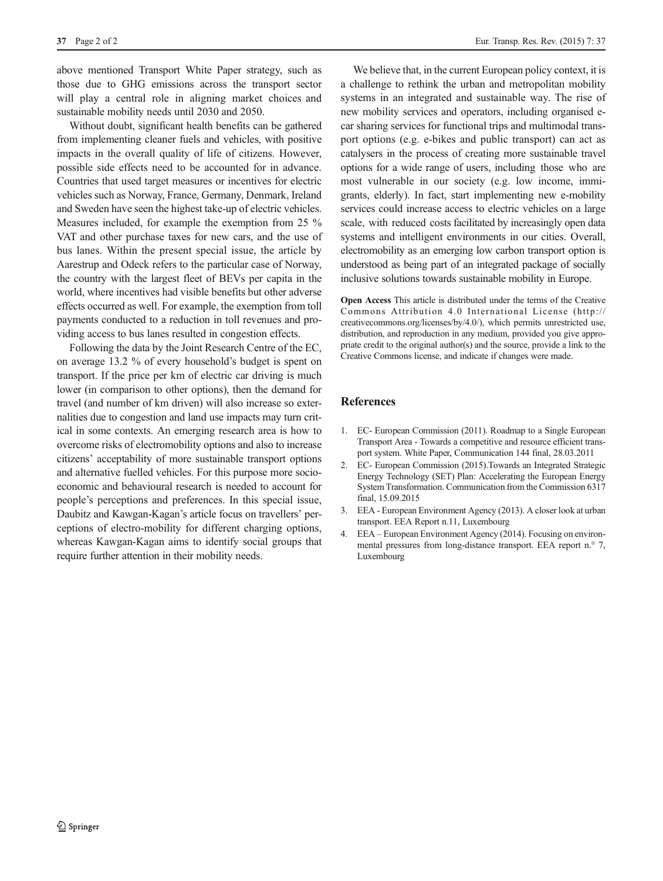above mentioned Transport White Paper strategy, such as those due to GHG emissions across the transport sector will play a central role in aligning market choices and sustainable mobility needs until 2030 and 2050.

Without doubt, significant health benefits can be gathered from implementing cleaner fuels and vehicles, with positive impacts in the overall quality of life of citizens. However, possible side effects need to be accounted for in advance. Countries that used target measures or incentives for electric vehicles such as Norway, France, Germany, Denmark, Ireland and Sweden have seen the highest take-up of electric vehicles. Measures included, for example the exemption from 25 % VAT and other purchase taxes for new cars, and the use of bus lanes. Within the present special issue, the article by Aarestrup and Odeck refers to the particular case of Norway, the country with the largest fleet of BEVs per capita in the world, where incentives had visible benefits but other adverse effects occurred as well. For example, the exemption from toll payments conducted to a reduction in toll revenues and providing access to bus lanes resulted in congestion effects.

Following the data by the Joint Research Centre of the EC, on average 13.2 % of every household's budget is spent on transport. If the price per km of electric car driving is much lower (in comparison to other options), then the demand for travel (and number of km driven) will also increase so externalities due to congestion and land use impacts may turn critical in some contexts. An emerging research area is how to overcome risks of electromobility options and also to increase citizens' acceptability of more sustainable transport options and alternative fuelled vehicles. For this purpose more socioeconomic and behavioural research is needed to account for people's perceptions and preferences. In this special issue, Daubitz and Kawgan-Kagan's article focus on travellers' perceptions of electro-mobility for different charging options, whereas Kawgan-Kagan aims to identify social groups that require further attention in their mobility needs.

We believe that, in the current European policy context, it is a challenge to rethink the urban and metropolitan mobility systems in an integrated and sustainable way. The rise of new mobility services and operators, including organised e-car sharing services for functional trips and multimodal transport options (e.g. e-bikes and public transport) can act as catalysers in the process of creating more sustainable travel options for a wide range of users, including those who are most vulnerable in our society (e.g. low income, immigrants, elderly). In fact, start implementing new e-mobility services could increase access to electric vehicles on a large scale, with reduced costs facilitated by increasingly open data systems and intelligent environments in our cities. Overall, electromobility as an emerging low carbon transport option is understood as being part of an integrated package of socially inclusive solutions towards sustainable mobility in Europe.

**Open Access** This article is distributed under the terms of the Creative Commons Attribution 4.0 International License (http://creativecommons.org/licenses/by/4.0/), which permits unrestricted use, distribution, and reproduction in any medium, provided you give appropriate credit to the original author(s) and the source, provide a link to the Creative Commons license, and indicate if changes were made.

## References

1. EC- European Commission (2011). Roadmap to a Single European Transport Area - Towards a competitive and resource efficient transport system. White Paper, Communication 144 final, 28.03.2011
2. EC- European Commission (2015).Towards an Integrated Strategic Energy Technology (SET) Plan: Accelerating the European Energy System Transformation. Communication from the Commission 6317 final, 15.09.2015
3. EEA - European Environment Agency (2013). A closer look at urban transport. EEA Report n.11, Luxembourg
4. EEA – European Environment Agency (2014). Focusing on environmental pressures from long-distance transport. EEA report n.° 7, Luxembourg